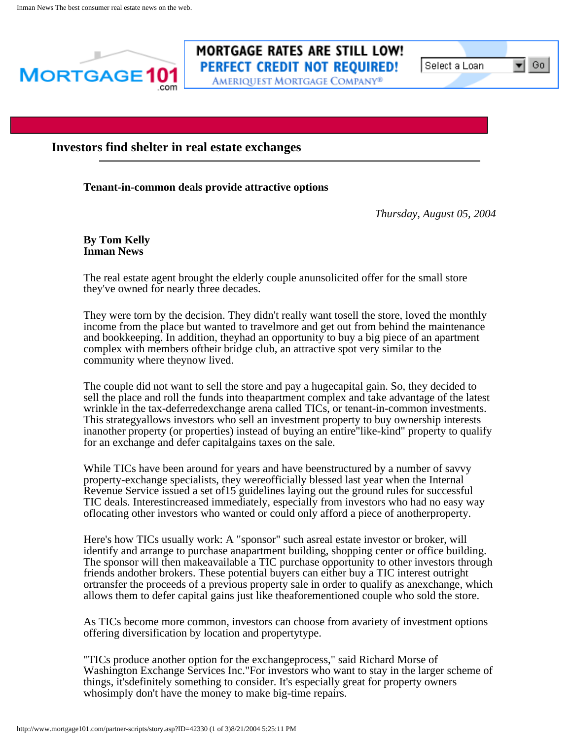# Investors find shelter in real estate exchanges

## Tenant-in-common deals provide attractive options

*Thursday, August 05, 2004*

**By Tom Kelly**
**Inman News**

The real estate agent brought the elderly couple anunsolicited offer for the small store they've owned for nearly three decades.

They were torn by the decision. They didn't really want tosell the store, loved the monthly income from the place but wanted to travelmore and get out from behind the maintenance and bookkeeping. In addition, theyhad an opportunity to buy a big piece of an apartment complex with members oftheir bridge club, an attractive spot very similar to the community where theynow lived.

The couple did not want to sell the store and pay a hugecapital gain. So, they decided to sell the place and roll the funds into theapartment complex and take advantage of the latest wrinkle in the tax-deferredexchange arena called TICs, or tenant-in-common investments. This strategyallows investors who sell an investment property to buy ownership interests inanother property (or properties) instead of buying an entire"like-kind" property to qualify for an exchange and defer capitalgains taxes on the sale.

While TICs have been around for years and have beenstructured by a number of savvy property-exchange specialists, they wereofficially blessed last year when the Internal Revenue Service issued a set of15 guidelines laying out the ground rules for successful TIC deals. Interestincreased immediately, especially from investors who had no easy way oflocating other investors who wanted or could only afford a piece of anotherproperty.

Here's how TICs usually work: A "sponsor" such asreal estate investor or broker, will identify and arrange to purchase anapartment building, shopping center or office building. The sponsor will then makeavailable a TIC purchase opportunity to other investors through friends andother brokers. These potential buyers can either buy a TIC interest outright ortransfer the proceeds of a previous property sale in order to qualify as anexchange, which allows them to defer capital gains just like theaforementioned couple who sold the store.

As TICs become more common, investors can choose from avariety of investment options offering diversification by location and propertytype.

"TICs produce another option for the exchangeprocess," said Richard Morse of Washington Exchange Services Inc."For investors who want to stay in the larger scheme of things, it'sdefinitely something to consider. It's especially great for property owners whosimply don't have the money to make big-time repairs.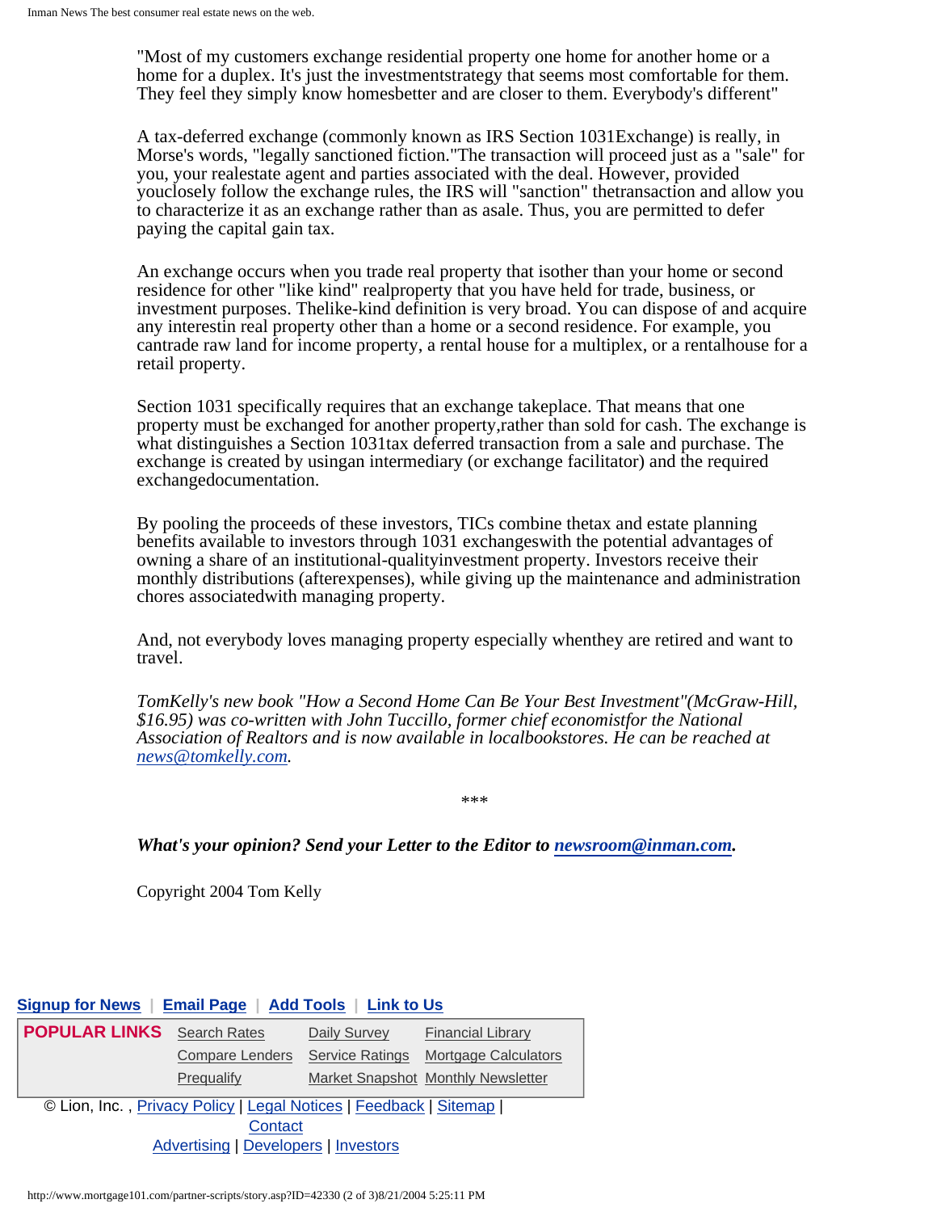"Most of my customers exchange residential property one home for another home or a home for a duplex. It's just the investmentstrategy that seems most comfortable for them. They feel they simply know homesbetter and are closer to them. Everybody's different"

A tax-deferred exchange (commonly known as IRS Section 1031Exchange) is really, in Morse's words, "legally sanctioned fiction."The transaction will proceed just as a "sale" for you, your realestate agent and parties associated with the deal. However, provided youclosely follow the exchange rules, the IRS will "sanction" thetransaction and allow you to characterize it as an exchange rather than as asale. Thus, you are permitted to defer paying the capital gain tax.

An exchange occurs when you trade real property that isother than your home or second residence for other "like kind" realproperty that you have held for trade, business, or investment purposes. Thelike-kind definition is very broad. You can dispose of and acquire any interestin real property other than a home or a second residence. For example, you cantrade raw land for income property, a rental house for a multiplex, or a rentalhouse for a retail property.

Section 1031 specifically requires that an exchange takeplace. That means that one property must be exchanged for another property,rather than sold for cash. The exchange is what distinguishes a Section 1031tax deferred transaction from a sale and purchase. The exchange is created by usingan intermediary (or exchange facilitator) and the required exchangedocumentation.

By pooling the proceeds of these investors, TICs combine thetax and estate planning benefits available to investors through 1031 exchangeswith the potential advantages of owning a share of an institutional-qualityinvestment property. Investors receive their monthly distributions (afterexpenses), while giving up the maintenance and administration chores associatedwith managing property.

And, not everybody loves managing property especially whenthey are retired and want to travel.

*TomKelly's new book "How a Second Home Can Be Your Best Investment"(McGraw-Hill, $16.95) was co-written with John Tuccillo, former chief economistfor the National Association of Realtors and is now available in localbookstores. He can be reached at news@tomkelly.com.*

***

***What's your opinion? Send your Letter to the Editor to newsroom@inman.com.***

Copyright 2004 Tom Kelly

Signup for News | Email Page | Add Tools | Link to Us

| POPULAR LINKS | Search Rates | Daily Survey | Financial Library |
|---|---|---|---|
| | Compare Lenders | Service Ratings | Mortgage Calculators |
| | Prequalify | Market Snapshot | Monthly Newsletter |

© Lion, Inc. , Privacy Policy | Legal Notices | Feedback | Sitemap | Contact
Advertising | Developers | Investors